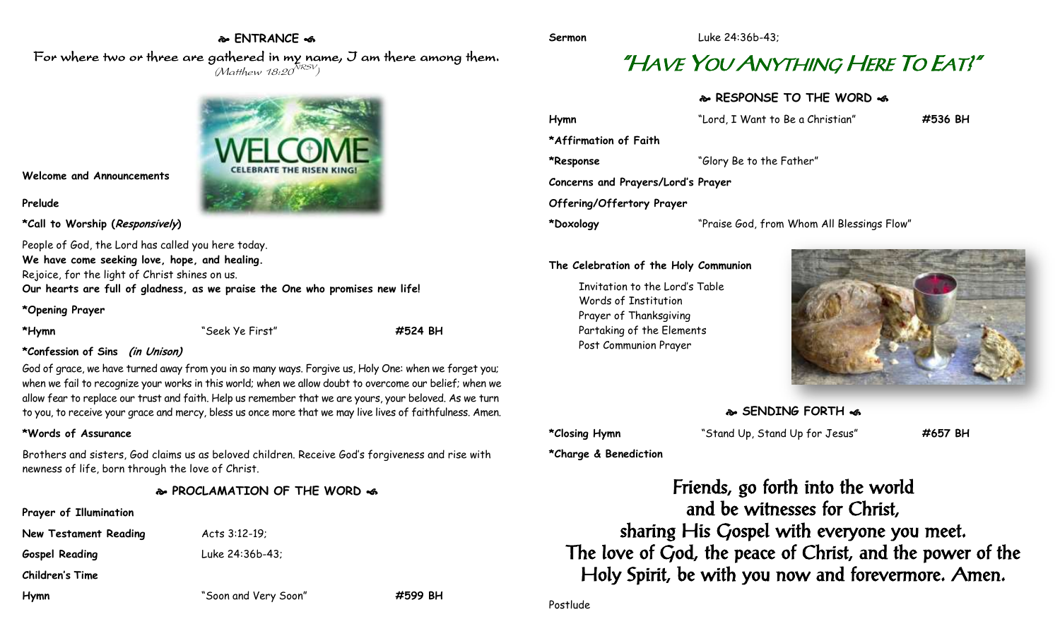## ENTRANCE

For where two or three are gathered in my name, I am there among them.
(Matthew 18:20 NRSV)

**Welcome and Announcements**

**Prelude**

**\*Call to Worship (*Responsively*)**

People of God, the Lord has called you here today.
**We have come seeking love, hope, and healing.**
Rejoice, for the light of Christ shines on us.
**Our hearts are full of gladness, as we praise the One who promises new life!**

**\*Opening Prayer**

**\*Hymn** "Seek Ye First" **#524 BH**

**\*Confession of Sins (*in Unison*)**

God of grace, we have turned away from you in so many ways. Forgive us, Holy One: when we forget you; when we fail to recognize your works in this world; when we allow doubt to overcome our belief; when we allow fear to replace our trust and faith. Help us remember that we are yours, your beloved. As we turn to you, to receive your grace and mercy, bless us once more that we may live lives of faithfulness. Amen.

**\*Words of Assurance**

Brothers and sisters, God claims us as beloved children. Receive God's forgiveness and rise with newness of life, born through the love of Christ.

## PROCLAMATION OF THE WORD

**Prayer of Illumination**

**New Testament Reading** Acts 3:12-19;

**Gospel Reading** Luke 24:36b-43;

**Children's Time**

**Hymn** "Soon and Very Soon" **#599 BH**

**Sermon** Luke 24:36b-43;

# "Have You Anything Here To Eat?"

## RESPONSE TO THE WORD

**Hymn** "Lord, I Want to Be a Christian" **#536 BH**

**\*Affirmation of Faith**

**\*Response** "Glory Be to the Father"

**Concerns and Prayers/Lord's Prayer**

**Offering/Offertory Prayer**

**\*Doxology** "Praise God, from Whom All Blessings Flow"

**The Celebration of the Holy Communion**

Invitation to the Lord's Table
Words of Institution
Prayer of Thanksgiving
Partaking of the Elements
Post Communion Prayer

## SENDING FORTH

**\*Closing Hymn** "Stand Up, Stand Up for Jesus" **#657 BH**

**\*Charge & Benediction**

Friends, go forth into the world
and be witnesses for Christ,
sharing His Gospel with everyone you meet.
The love of God, the peace of Christ, and the power of the Holy Spirit, be with you now and forevermore. Amen.

Postlude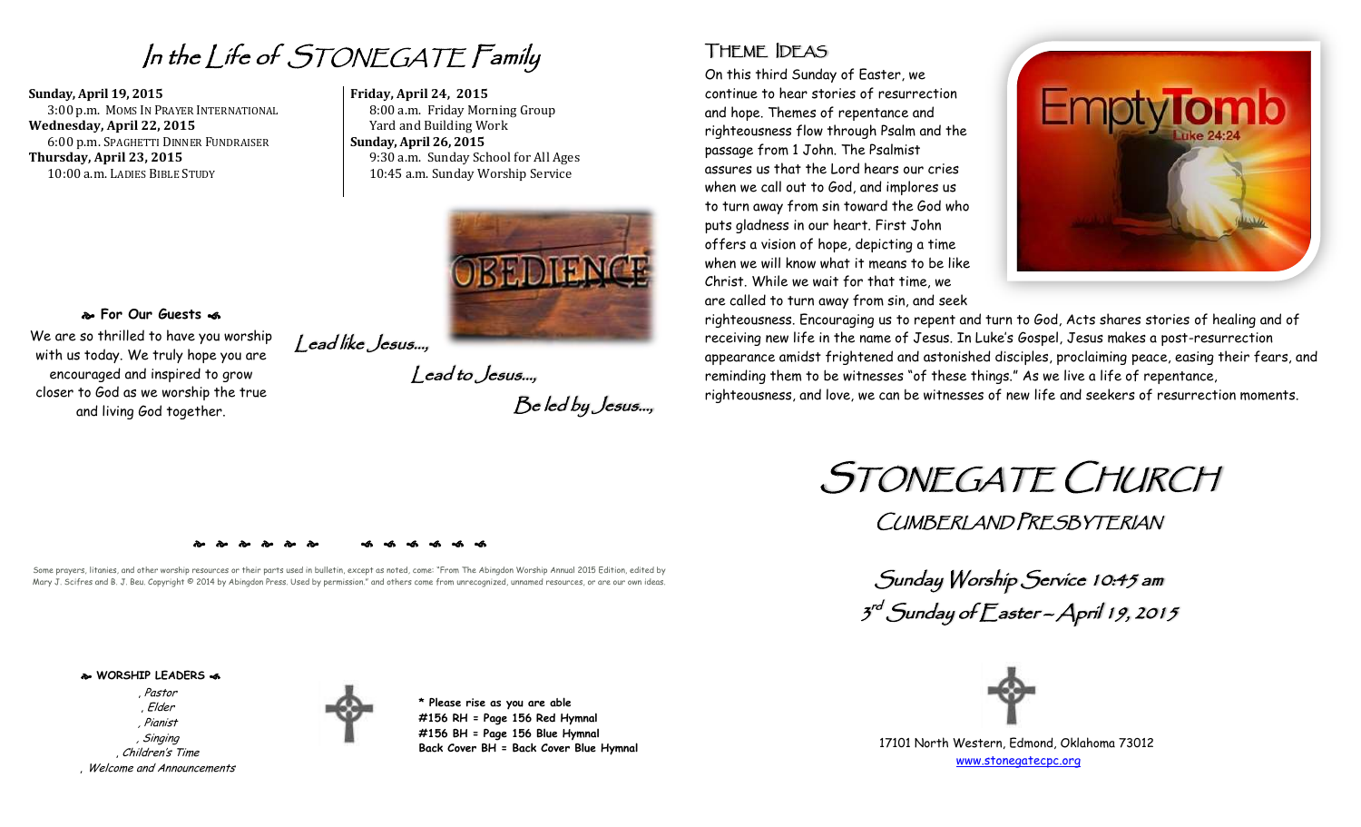# In the Life of STONEGATE Family

**Sunday, April 19, 2015**
3:00 p.m. MOMS IN PRAYER INTERNATIONAL
**Wednesday, April 22, 2015**
6:00 p.m. SPAGHETTI DINNER FUNDRAISER
**Thursday, April 23, 2015**
10:00 a.m. LADIES BIBLE STUDY

**Friday, April 24, 2015**
8:00 a.m. Friday Morning Group
Yard and Building Work
**Sunday, April 26, 2015**
9:30 a.m. Sunday School for All Ages
10:45 a.m. Sunday Worship Service

**For Our Guests**

We are so thrilled to have you worship with us today. We truly hope you are encouraged and inspired to grow closer to God as we worship the true and living God together.

*Lead like Jesus...,*

*Lead to Jesus...,*

*Be led by Jesus...,*

Some prayers, litanies, and other worship resources or their parts used in bulletin, except as noted, come: "From The Abingdon Worship Annual 2015 Edition, edited by Mary J. Scifres and B. J. Beu. Copyright © 2014 by Abingdon Press. Used by permission." and others come from unrecognized, unnamed resources, or are our own ideas.

**WORSHIP LEADERS**

*, Pastor*
*, Elder*
*, Pianist*
*, Singing*
*, Children's Time*
*, Welcome and Announcements*

**\* Please rise as you are able**
**#156 RH = Page 156 Red Hymnal**
**#156 BH = Page 156 Blue Hymnal**
**Back Cover BH = Back Cover Blue Hymnal**

## THEME IDEAS

On this third Sunday of Easter, we continue to hear stories of resurrection and hope. Themes of repentance and righteousness flow through Psalm and the passage from 1 John. The Psalmist assures us that the Lord hears our cries when we call out to God, and implores us to turn away from sin toward the God who puts gladness in our heart. First John offers a vision of hope, depicting a time when we will know what it means to be like Christ. While we wait for that time, we are called to turn away from sin, and seek righteousness. Encouraging us to repent and turn to God, Acts shares stories of healing and of receiving new life in the name of Jesus. In Luke's Gospel, Jesus makes a post-resurrection appearance amidst frightened and astonished disciples, proclaiming peace, easing their fears, and reminding them to be witnesses "of these things." As we live a life of repentance, righteousness, and love, we can be witnesses of new life and seekers of resurrection moments.

# STONEGATE CHURCH

## CUMBERLAND PRESBYTERIAN

*Sunday Worship Service 10:45 am*

*3rd Sunday of Easter – April 19, 2015*

17101 North Western, Edmond, Oklahoma 73012
www.stonegatecpc.org